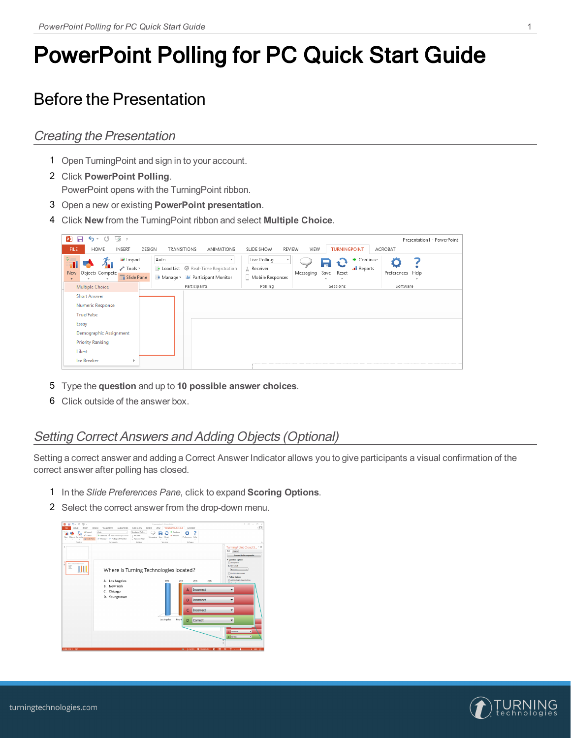# PowerPoint Polling for PC Quick Start Guide

## Before the Presentation

### *Creating the Presentation*

1. Open TurningPoint and sign in to your account.
2. Click **PowerPoint Polling**.
   PowerPoint opens with the TurningPoint ribbon.
3. Open a new or existing **PowerPoint presentation**.
4. Click **New** from the TurningPoint ribbon and select **Multiple Choice**.
5. Type the **question** and up to **10 possible answer choices**.
6. Click outside of the answer box.

### *Setting Correct Answers and Adding Objects (Optional)*

Setting a correct answer and adding a Correct Answer Indicator allows you to give participants a visual confirmation of the correct answer after polling has closed.

1. In the *Slide Preferences Pane*, click to expand **Scoring Options**.
2. Select the correct answer from the drop-down menu.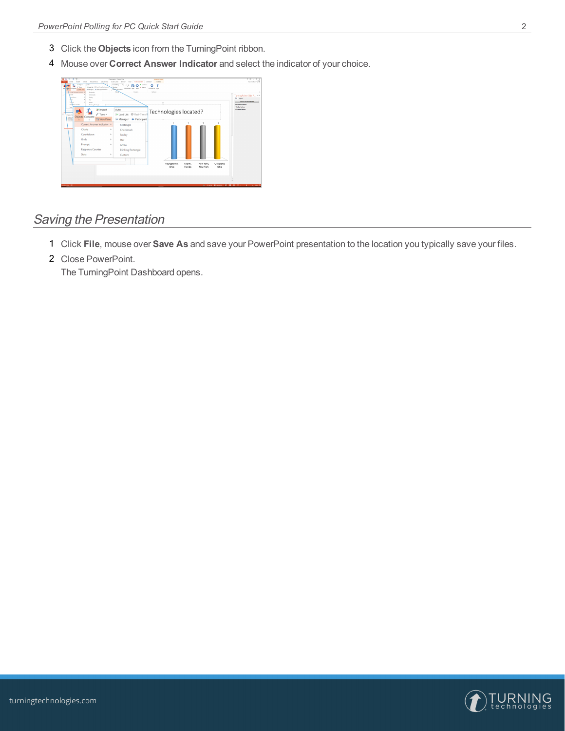3. Click the **Objects** icon from the TurningPoint ribbon.
4. Mouse over **Correct Answer Indicator** and select the indicator of your choice.

## *Saving the Presentation*

1. Click **File**, mouse over **Save As** and save your PowerPoint presentation to the location you typically save your files.
2. Close PowerPoint.
   The TurningPoint Dashboard opens.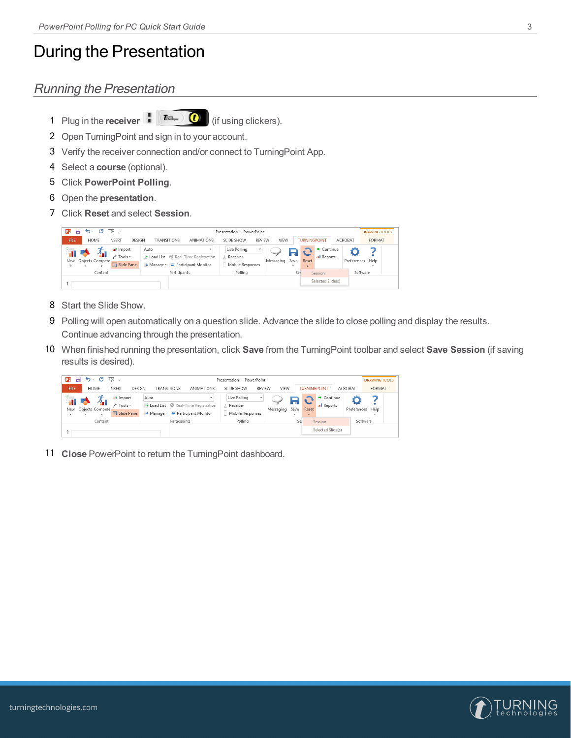# During the Presentation

## *Running the Presentation*

1. Plug in the **receiver** (if using clickers).
2. Open TurningPoint and sign in to your account.
3. Verify the receiver connection and/or connect to TurningPoint App.
4. Select a **course** (optional).
5. Click **PowerPoint Polling**.
6. Open the **presentation**.
7. Click **Reset** and select **Session**.
8. Start the Slide Show.
9. Polling will open automatically on a question slide. Advance the slide to close polling and display the results. Continue advancing through the presentation.
10. When finished running the presentation, click **Save** from the TurningPoint toolbar and select **Save Session** (if saving results is desired).
11. **Close** PowerPoint to return the TurningPoint dashboard.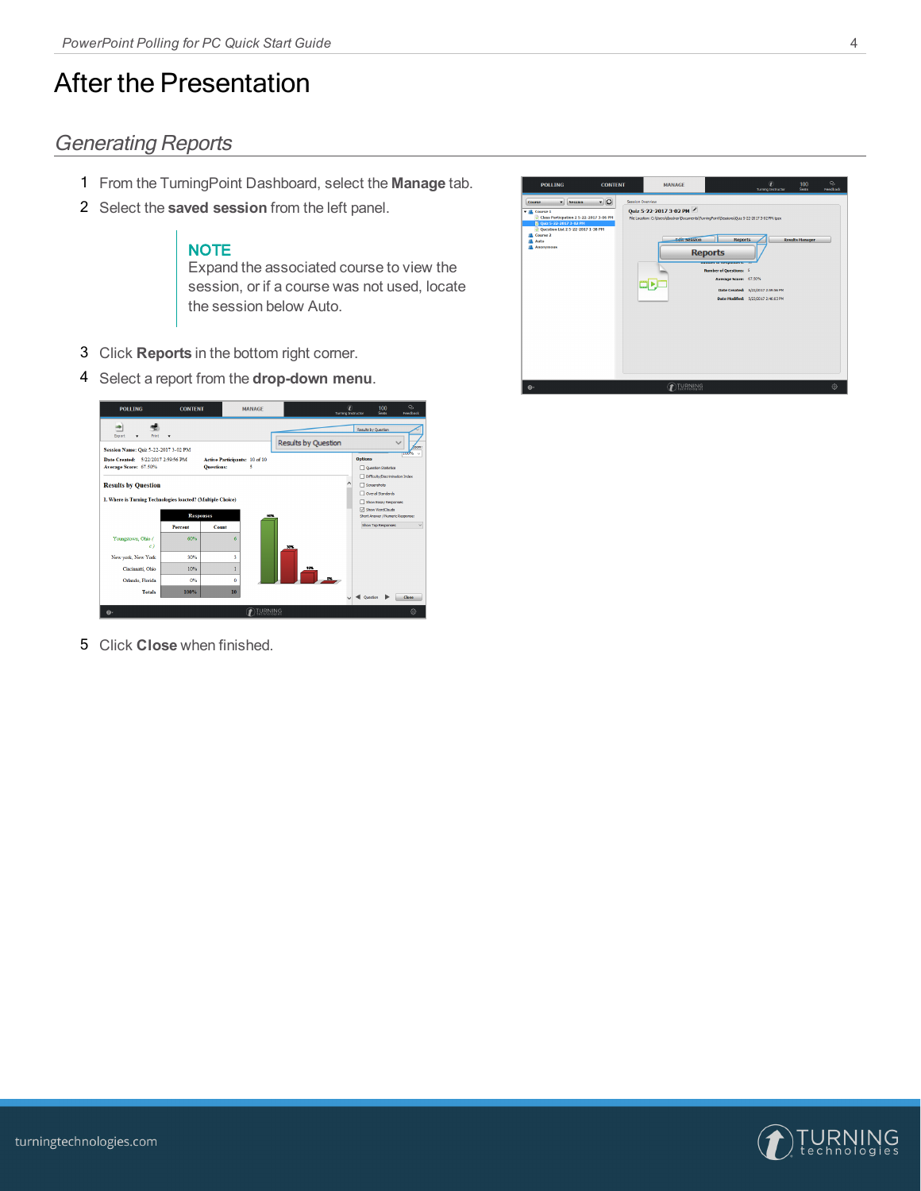# After the Presentation

## Generating Reports

1. From the TurningPoint Dashboard, select the **Manage** tab.
2. Select the **saved session** from the left panel.

   **NOTE**
   Expand the associated course to view the session, or if a course was not used, locate the session below Auto.

3. Click **Reports** in the bottom right corner.
4. Select a report from the **drop-down menu**.
5. Click **Close** when finished.